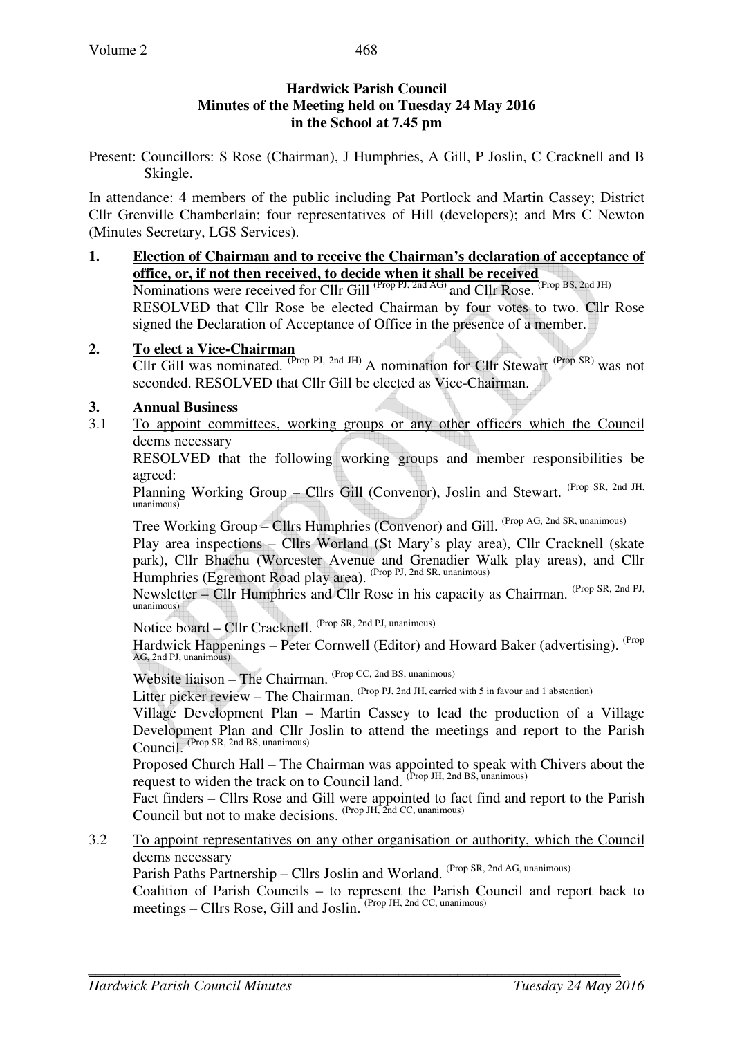**Hardwick Parish Council**
**Minutes of the Meeting held on Tuesday 24 May 2016**
**in the School at 7.45 pm**

Present: Councillors: S Rose (Chairman), J Humphries, A Gill, P Joslin, C Cracknell and B Skingle.

In attendance: 4 members of the public including Pat Portlock and Martin Cassey; District Cllr Grenville Chamberlain; four representatives of Hill (developers); and Mrs C Newton (Minutes Secretary, LGS Services).

**1. Election of Chairman and to receive the Chairman's declaration of acceptance of office, or, if not then received, to decide when it shall be received**

Nominations were received for Cllr Gill (Prop PJ, 2nd AG) and Cllr Rose. (Prop BS, 2nd JH)
RESOLVED that Cllr Rose be elected Chairman by four votes to two. Cllr Rose signed the Declaration of Acceptance of Office in the presence of a member.

**2. To elect a Vice-Chairman**

Cllr Gill was nominated. (Prop PJ, 2nd JH) A nomination for Cllr Stewart (Prop SR) was not seconded. RESOLVED that Cllr Gill be elected as Vice-Chairman.

**3. Annual Business**

3.1 To appoint committees, working groups or any other officers which the Council deems necessary

RESOLVED that the following working groups and member responsibilities be agreed:

Planning Working Group – Cllrs Gill (Convenor), Joslin and Stewart. (Prop SR, 2nd JH, unanimous)

Tree Working Group – Cllrs Humphries (Convenor) and Gill. (Prop AG, 2nd SR, unanimous)

Play area inspections – Cllrs Worland (St Mary's play area), Cllr Cracknell (skate park), Cllr Bhachu (Worcester Avenue and Grenadier Walk play areas), and Cllr Humphries (Egremont Road play area). (Prop PJ, 2nd SR, unanimous)

Newsletter – Cllr Humphries and Cllr Rose in his capacity as Chairman. (Prop SR, 2nd PJ, unanimous)

Notice board – Cllr Cracknell. (Prop SR, 2nd PJ, unanimous)

Hardwick Happenings – Peter Cornwell (Editor) and Howard Baker (advertising). (Prop AG, 2nd PJ, unanimous)

Website liaison – The Chairman. (Prop CC, 2nd BS, unanimous)

Litter picker review – The Chairman. (Prop PJ, 2nd JH, carried with 5 in favour and 1 abstention)

Village Development Plan – Martin Cassey to lead the production of a Village Development Plan and Cllr Joslin to attend the meetings and report to the Parish Council. (Prop SR, 2nd BS, unanimous)

Proposed Church Hall – The Chairman was appointed to speak with Chivers about the request to widen the track on to Council land. (Prop JH, 2nd BS, unanimous)

Fact finders – Cllrs Rose and Gill were appointed to fact find and report to the Parish Council but not to make decisions. (Prop JH, 2nd CC, unanimous)

3.2 To appoint representatives on any other organisation or authority, which the Council deems necessary

Parish Paths Partnership – Cllrs Joslin and Worland. (Prop SR, 2nd AG, unanimous)

Coalition of Parish Councils – to represent the Parish Council and report back to meetings – Cllrs Rose, Gill and Joslin. (Prop JH, 2nd CC, unanimous)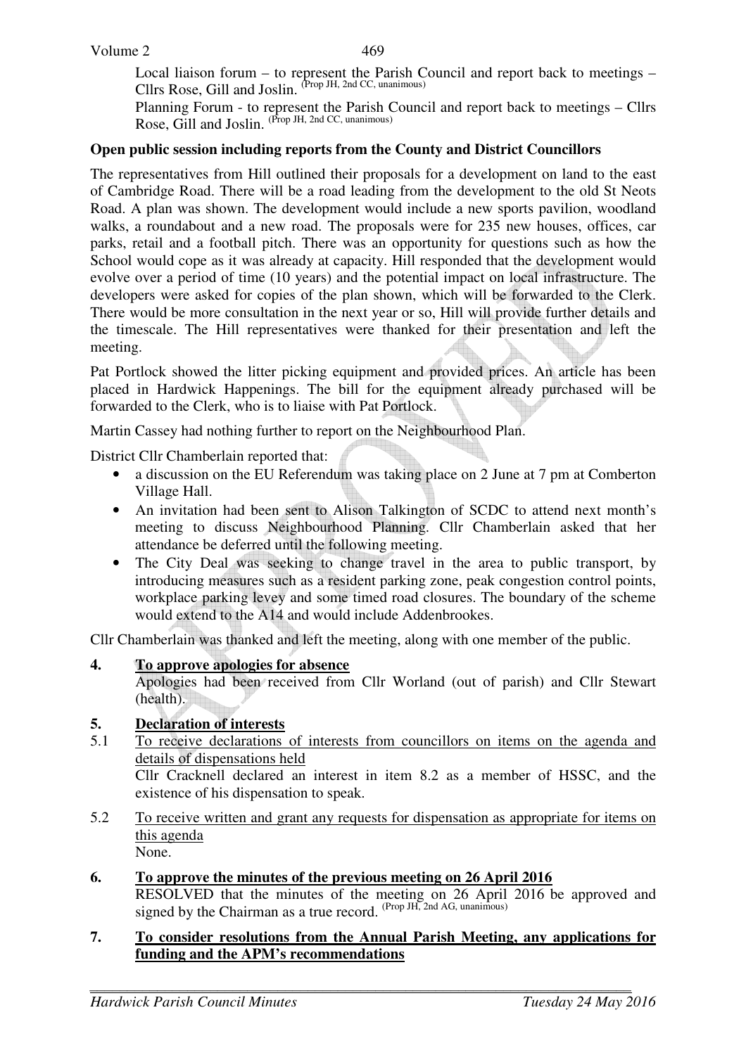Local liaison forum – to represent the Parish Council and report back to meetings – Cllrs Rose, Gill and Joslin. (Prop JH, 2nd CC, unanimous)

Planning Forum - to represent the Parish Council and report back to meetings – Cllrs Rose, Gill and Joslin. (Prop JH, 2nd CC, unanimous)

**Open public session including reports from the County and District Councillors**

The representatives from Hill outlined their proposals for a development on land to the east of Cambridge Road. There will be a road leading from the development to the old St Neots Road. A plan was shown. The development would include a new sports pavilion, woodland walks, a roundabout and a new road. The proposals were for 235 new houses, offices, car parks, retail and a football pitch. There was an opportunity for questions such as how the School would cope as it was already at capacity. Hill responded that the development would evolve over a period of time (10 years) and the potential impact on local infrastructure. The developers were asked for copies of the plan shown, which will be forwarded to the Clerk. There would be more consultation in the next year or so, Hill will provide further details and the timescale. The Hill representatives were thanked for their presentation and left the meeting.

Pat Portlock showed the litter picking equipment and provided prices. An article has been placed in Hardwick Happenings. The bill for the equipment already purchased will be forwarded to the Clerk, who is to liaise with Pat Portlock.

Martin Cassey had nothing further to report on the Neighbourhood Plan.

District Cllr Chamberlain reported that:

- a discussion on the EU Referendum was taking place on 2 June at 7 pm at Comberton Village Hall.
- An invitation had been sent to Alison Talkington of SCDC to attend next month's meeting to discuss Neighbourhood Planning. Cllr Chamberlain asked that her attendance be deferred until the following meeting.
- The City Deal was seeking to change travel in the area to public transport, by introducing measures such as a resident parking zone, peak congestion control points, workplace parking levey and some timed road closures. The boundary of the scheme would extend to the A14 and would include Addenbrookes.

Cllr Chamberlain was thanked and left the meeting, along with one member of the public.

**4. <u>To approve apologies for absence</u>**

Apologies had been received from Cllr Worland (out of parish) and Cllr Stewart (health).

**5. <u>Declaration of interests</u>**

5.1 <u>To receive declarations of interests from councillors on items on the agenda and details of dispensations held</u>

Cllr Cracknell declared an interest in item 8.2 as a member of HSSC, and the existence of his dispensation to speak.

5.2 <u>To receive written and grant any requests for dispensation as appropriate for items on this agenda</u>

None.

**6. <u>To approve the minutes of the previous meeting on 26 April 2016</u>**

RESOLVED that the minutes of the meeting on 26 April 2016 be approved and signed by the Chairman as a true record. (Prop JH, 2nd AG, unanimous)

**7. <u>To consider resolutions from the Annual Parish Meeting, any applications for funding and the APM's recommendations</u>**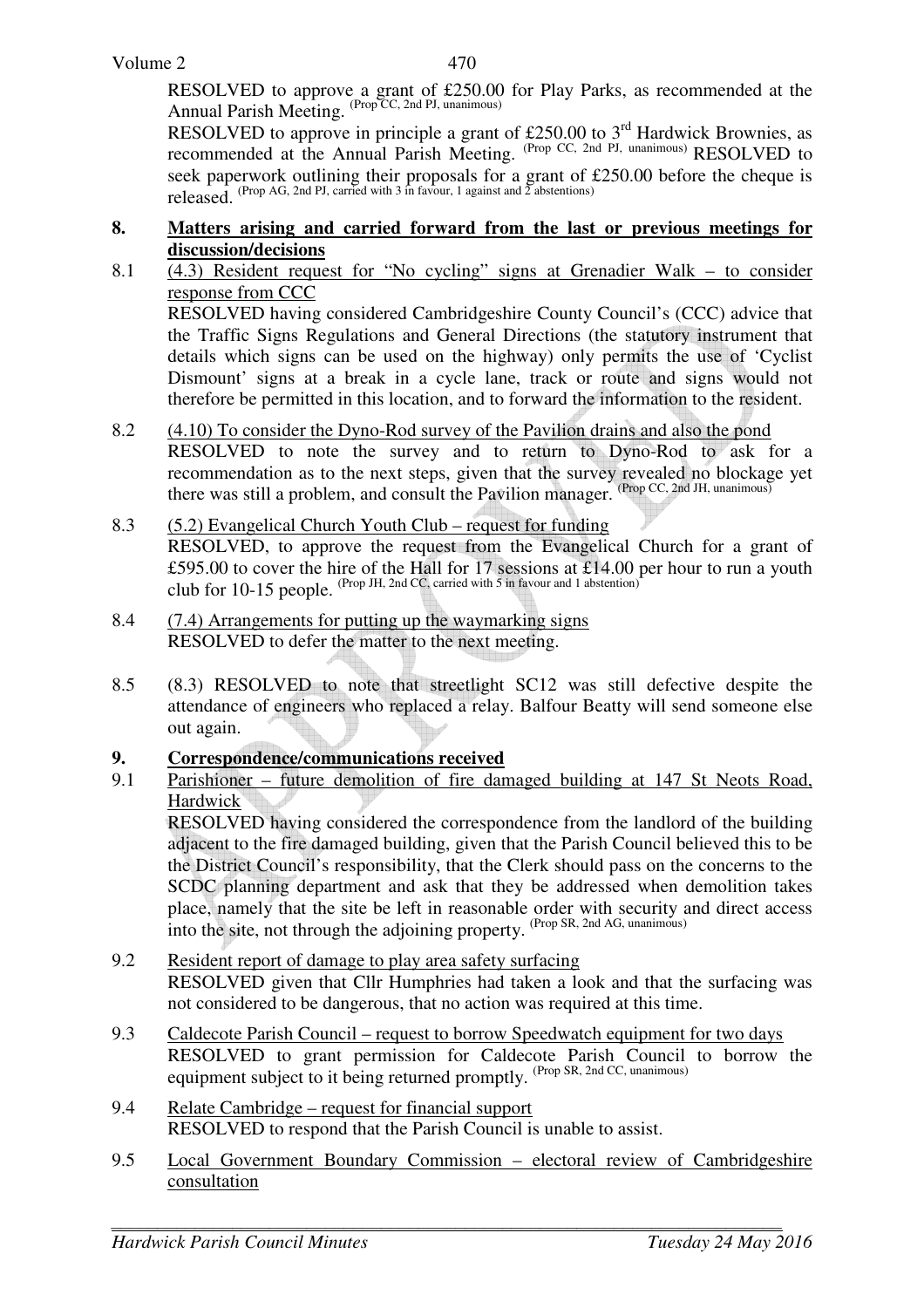RESOLVED to approve a grant of £250.00 for Play Parks, as recommended at the Annual Parish Meeting. (Prop CC, 2nd PJ, unanimous)

RESOLVED to approve in principle a grant of £250.00 to 3rd Hardwick Brownies, as recommended at the Annual Parish Meeting. (Prop CC, 2nd PJ, unanimous) RESOLVED to seek paperwork outlining their proposals for a grant of £250.00 before the cheque is released. (Prop AG, 2nd PJ, carried with 3 in favour, 1 against and 2 abstentions)

## 8. Matters arising and carried forward from the last or previous meetings for discussion/decisions

8.1 (4.3) Resident request for "No cycling" signs at Grenadier Walk – to consider response from CCC

RESOLVED having considered Cambridgeshire County Council's (CCC) advice that the Traffic Signs Regulations and General Directions (the statutory instrument that details which signs can be used on the highway) only permits the use of 'Cyclist Dismount' signs at a break in a cycle lane, track or route and signs would not therefore be permitted in this location, and to forward the information to the resident.

8.2 (4.10) To consider the Dyno-Rod survey of the Pavilion drains and also the pond

RESOLVED to note the survey and to return to Dyno-Rod to ask for a recommendation as to the next steps, given that the survey revealed no blockage yet there was still a problem, and consult the Pavilion manager. (Prop CC, 2nd JH, unanimous)

8.3 (5.2) Evangelical Church Youth Club – request for funding

RESOLVED, to approve the request from the Evangelical Church for a grant of £595.00 to cover the hire of the Hall for 17 sessions at £14.00 per hour to run a youth club for 10-15 people. (Prop JH, 2nd CC, carried with 5 in favour and 1 abstention)

8.4 (7.4) Arrangements for putting up the waymarking signs

RESOLVED to defer the matter to the next meeting.

8.5 (8.3) RESOLVED to note that streetlight SC12 was still defective despite the attendance of engineers who replaced a relay. Balfour Beatty will send someone else out again.

## 9. Correspondence/communications received

9.1 Parishioner – future demolition of fire damaged building at 147 St Neots Road, Hardwick

RESOLVED having considered the correspondence from the landlord of the building adjacent to the fire damaged building, given that the Parish Council believed this to be the District Council's responsibility, that the Clerk should pass on the concerns to the SCDC planning department and ask that they be addressed when demolition takes place, namely that the site be left in reasonable order with security and direct access into the site, not through the adjoining property. (Prop SR, 2nd AG, unanimous)

9.2 Resident report of damage to play area safety surfacing

RESOLVED given that Cllr Humphries had taken a look and that the surfacing was not considered to be dangerous, that no action was required at this time.

9.3 Caldecote Parish Council – request to borrow Speedwatch equipment for two days

RESOLVED to grant permission for Caldecote Parish Council to borrow the equipment subject to it being returned promptly. (Prop SR, 2nd CC, unanimous)

9.4 Relate Cambridge – request for financial support

RESOLVED to respond that the Parish Council is unable to assist.

9.5 Local Government Boundary Commission – electoral review of Cambridgeshire consultation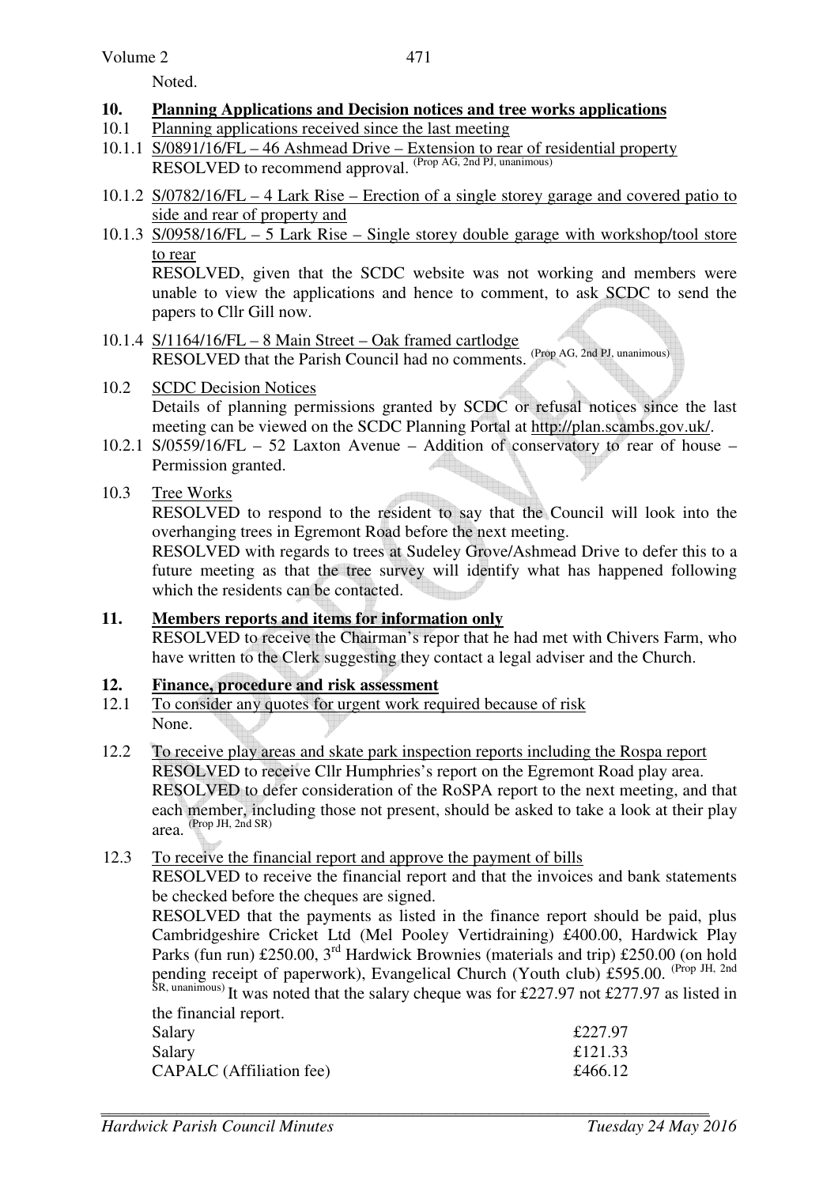Noted.

## 10. Planning Applications and Decision notices and tree works applications

10.1 Planning applications received since the last meeting

10.1.1 S/0891/16/FL – 46 Ashmead Drive – Extension to rear of residential property
RESOLVED to recommend approval. (Prop AG, 2nd PJ, unanimous)

10.1.2 S/0782/16/FL – 4 Lark Rise – Erection of a single storey garage and covered patio to side and rear of property and

10.1.3 S/0958/16/FL – 5 Lark Rise – Single storey double garage with workshop/tool store to rear
RESOLVED, given that the SCDC website was not working and members were unable to view the applications and hence to comment, to ask SCDC to send the papers to Cllr Gill now.

10.1.4 S/1164/16/FL – 8 Main Street – Oak framed cartlodge
RESOLVED that the Parish Council had no comments. (Prop AG, 2nd PJ, unanimous)

10.2 SCDC Decision Notices
Details of planning permissions granted by SCDC or refusal notices since the last meeting can be viewed on the SCDC Planning Portal at http://plan.scambs.gov.uk/.

10.2.1 S/0559/16/FL – 52 Laxton Avenue – Addition of conservatory to rear of house – Permission granted.

10.3 Tree Works
RESOLVED to respond to the resident to say that the Council will look into the overhanging trees in Egremont Road before the next meeting.
RESOLVED with regards to trees at Sudeley Grove/Ashmead Drive to defer this to a future meeting as that the tree survey will identify what has happened following which the residents can be contacted.

## 11. Members reports and items for information only

RESOLVED to receive the Chairman's repor that he had met with Chivers Farm, who have written to the Clerk suggesting they contact a legal adviser and the Church.

## 12. Finance, procedure and risk assessment

12.1 To consider any quotes for urgent work required because of risk
None.

12.2 To receive play areas and skate park inspection reports including the Rospa report
RESOLVED to receive Cllr Humphries's report on the Egremont Road play area.
RESOLVED to defer consideration of the RoSPA report to the next meeting, and that each member, including those not present, should be asked to take a look at their play area. (Prop JH, 2nd SR)

12.3 To receive the financial report and approve the payment of bills
RESOLVED to receive the financial report and that the invoices and bank statements be checked before the cheques are signed.
RESOLVED that the payments as listed in the finance report should be paid, plus Cambridgeshire Cricket Ltd (Mel Pooley Vertidraining) £400.00, Hardwick Play Parks (fun run) £250.00, 3rd Hardwick Brownies (materials and trip) £250.00 (on hold pending receipt of paperwork), Evangelical Church (Youth club) £595.00. (Prop JH, 2nd SR, unanimous) It was noted that the salary cheque was for £227.97 not £277.97 as listed in the financial report.

| | |
|---|---|
| Salary | £227.97 |
| Salary | £121.33 |
| CAPALC (Affiliation fee) | £466.12 |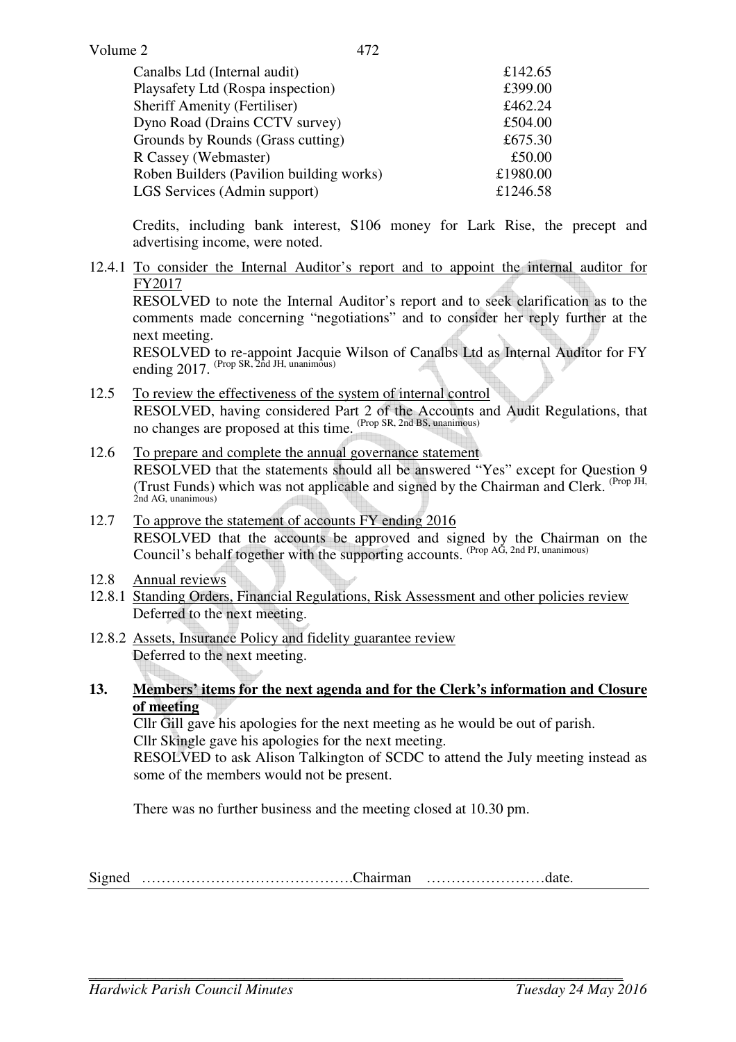| | |
|---|---|
| Canalbs Ltd (Internal audit) | £142.65 |
| Playsafety Ltd (Rospa inspection) | £399.00 |
| Sheriff Amenity (Fertiliser) | £462.24 |
| Dyno Road (Drains CCTV survey) | £504.00 |
| Grounds by Rounds (Grass cutting) | £675.30 |
| R Cassey (Webmaster) | £50.00 |
| Roben Builders (Pavilion building works) | £1980.00 |
| LGS Services (Admin support) | £1246.58 |

Credits, including bank interest, S106 money for Lark Rise, the precept and advertising income, were noted.

12.4.1 <u>To consider the Internal Auditor's report and to appoint the internal auditor for FY2017</u>

RESOLVED to note the Internal Auditor's report and to seek clarification as to the comments made concerning "negotiations" and to consider her reply further at the next meeting.

RESOLVED to re-appoint Jacquie Wilson of Canalbs Ltd as Internal Auditor for FY ending 2017. (Prop SR, 2nd JH, unanimous)

12.5 <u>To review the effectiveness of the system of internal control</u>

RESOLVED, having considered Part 2 of the Accounts and Audit Regulations, that no changes are proposed at this time. (Prop SR, 2nd BS, unanimous)

12.6 <u>To prepare and complete the annual governance statement</u>

RESOLVED that the statements should all be answered "Yes" except for Question 9 (Trust Funds) which was not applicable and signed by the Chairman and Clerk. (Prop JH, 2nd AG, unanimous)

12.7 <u>To approve the statement of accounts FY ending 2016</u>

RESOLVED that the accounts be approved and signed by the Chairman on the Council's behalf together with the supporting accounts. (Prop AG, 2nd PJ, unanimous)

12.8 <u>Annual reviews</u>

12.8.1 <u>Standing Orders, Financial Regulations, Risk Assessment and other policies review</u>

Deferred to the next meeting.

12.8.2 <u>Assets, Insurance Policy and fidelity guarantee review</u>

Deferred to the next meeting.

**13. <u>Members' items for the next agenda and for the Clerk's information and Closure of meeting</u>**

Cllr Gill gave his apologies for the next meeting as he would be out of parish.

Cllr Skingle gave his apologies for the next meeting.

RESOLVED to ask Alison Talkington of SCDC to attend the July meeting instead as some of the members would not be present.

There was no further business and the meeting closed at 10.30 pm.

Signed …………………………………….Chairman ……………………date.